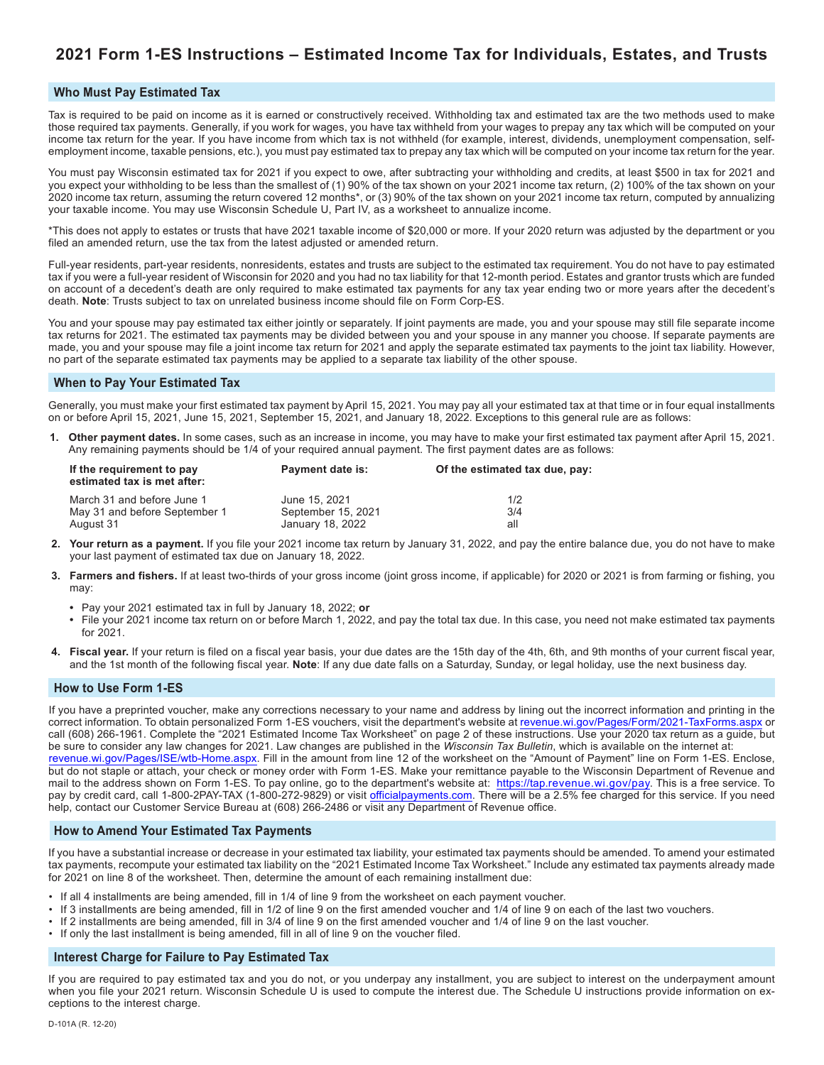# 2021 Form 1-ES Instructions – Estimated Income Tax for Individuals, Estates, and Trusts

## Who Must Pay Estimated Tax

Tax is required to be paid on income as it is earned or constructively received. Withholding tax and estimated tax are the two methods used to make those required tax payments. Generally, if you work for wages, you have tax withheld from your wages to prepay any tax which will be computed on your income tax return for the year. If you have income from which tax is not withheld (for example, interest, dividends, unemployment compensation, self-employment income, taxable pensions, etc.), you must pay estimated tax to prepay any tax which will be computed on your income tax return for the year.

You must pay Wisconsin estimated tax for 2021 if you expect to owe, after subtracting your withholding and credits, at least $500 in tax for 2021 and you expect your withholding to be less than the smallest of (1) 90% of the tax shown on your 2021 income tax return, (2) 100% of the tax shown on your 2020 income tax return, assuming the return covered 12 months*, or (3) 90% of the tax shown on your 2021 income tax return, computed by annualizing your taxable income. You may use Wisconsin Schedule U, Part IV, as a worksheet to annualize income.

*This does not apply to estates or trusts that have 2021 taxable income of $20,000 or more. If your 2020 return was adjusted by the department or you filed an amended return, use the tax from the latest adjusted or amended return.

Full-year residents, part-year residents, nonresidents, estates and trusts are subject to the estimated tax requirement. You do not have to pay estimated tax if you were a full-year resident of Wisconsin for 2020 and you had no tax liability for that 12-month period. Estates and grantor trusts which are funded on account of a decedent's death are only required to make estimated tax payments for any tax year ending two or more years after the decedent's death. **Note**: Trusts subject to tax on unrelated business income should file on Form Corp-ES.

You and your spouse may pay estimated tax either jointly or separately. If joint payments are made, you and your spouse may still file separate income tax returns for 2021. The estimated tax payments may be divided between you and your spouse in any manner you choose. If separate payments are made, you and your spouse may file a joint income tax return for 2021 and apply the separate estimated tax payments to the joint tax liability. However, no part of the separate estimated tax payments may be applied to a separate tax liability of the other spouse.

## When to Pay Your Estimated Tax

Generally, you must make your first estimated tax payment by April 15, 2021. You may pay all your estimated tax at that time or in four equal installments on or before April 15, 2021, June 15, 2021, September 15, 2021, and January 18, 2022. Exceptions to this general rule are as follows:

1. **Other payment dates.** In some cases, such as an increase in income, you may have to make your first estimated tax payment after April 15, 2021. Any remaining payments should be 1/4 of your required annual payment. The first payment dates are as follows:

| If the requirement to pay estimated tax is met after: | Payment date is: | Of the estimated tax due, pay: |
|---|---|---|
| March 31 and before June 1 | June 15, 2021 | 1/2 |
| May 31 and before September 1 | September 15, 2021 | 3/4 |
| August 31 | January 18, 2022 | all |

2. **Your return as a payment.** If you file your 2021 income tax return by January 31, 2022, and pay the entire balance due, you do not have to make your last payment of estimated tax due on January 18, 2022.

3. **Farmers and fishers.** If at least two-thirds of your gross income (joint gross income, if applicable) for 2020 or 2021 is from farming or fishing, you may:
   - Pay your 2021 estimated tax in full by January 18, 2022; **or**
   - File your 2021 income tax return on or before March 1, 2022, and pay the total tax due. In this case, you need not make estimated tax payments for 2021.

4. **Fiscal year.** If your return is filed on a fiscal year basis, your due dates are the 15th day of the 4th, 6th, and 9th months of your current fiscal year, and the 1st month of the following fiscal year. **Note**: If any due date falls on a Saturday, Sunday, or legal holiday, use the next business day.

## How to Use Form 1-ES

If you have a preprinted voucher, make any corrections necessary to your name and address by lining out the incorrect information and printing in the correct information. To obtain personalized Form 1-ES vouchers, visit the department's website at revenue.wi.gov/Pages/Form/2021-TaxForms.aspx or call (608) 266-1961. Complete the "2021 Estimated Income Tax Worksheet" on page 2 of these instructions. Use your 2020 tax return as a guide, but be sure to consider any law changes for 2021. Law changes are published in the *Wisconsin Tax Bulletin*, which is available on the internet at: revenue.wi.gov/Pages/ISE/wtb-Home.aspx. Fill in the amount from line 12 of the worksheet on the "Amount of Payment" line on Form 1-ES. Enclose, but do not staple or attach, your check or money order with Form 1-ES. Make your remittance payable to the Wisconsin Department of Revenue and mail to the address shown on Form 1-ES. To pay online, go to the department's website at: https://tap.revenue.wi.gov/pay. This is a free service. To pay by credit card, call 1-800-2PAY-TAX (1-800-272-9829) or visit officialpayments.com. There will be a 2.5% fee charged for this service. If you need help, contact our Customer Service Bureau at (608) 266-2486 or visit any Department of Revenue office.

## How to Amend Your Estimated Tax Payments

If you have a substantial increase or decrease in your estimated tax liability, your estimated tax payments should be amended. To amend your estimated tax payments, recompute your estimated tax liability on the "2021 Estimated Income Tax Worksheet." Include any estimated tax payments already made for 2021 on line 8 of the worksheet. Then, determine the amount of each remaining installment due:

- If all 4 installments are being amended, fill in 1/4 of line 9 from the worksheet on each payment voucher.
- If 3 installments are being amended, fill in 1/2 of line 9 on the first amended voucher and 1/4 of line 9 on each of the last two vouchers.
- If 2 installments are being amended, fill in 3/4 of line 9 on the first amended voucher and 1/4 of line 9 on the last voucher.
- If only the last installment is being amended, fill in all of line 9 on the voucher filed.

## Interest Charge for Failure to Pay Estimated Tax

If you are required to pay estimated tax and you do not, or you underpay any installment, you are subject to interest on the underpayment amount when you file your 2021 return. Wisconsin Schedule U is used to compute the interest due. The Schedule U instructions provide information on exceptions to the interest charge.

D-101A (R. 12-20)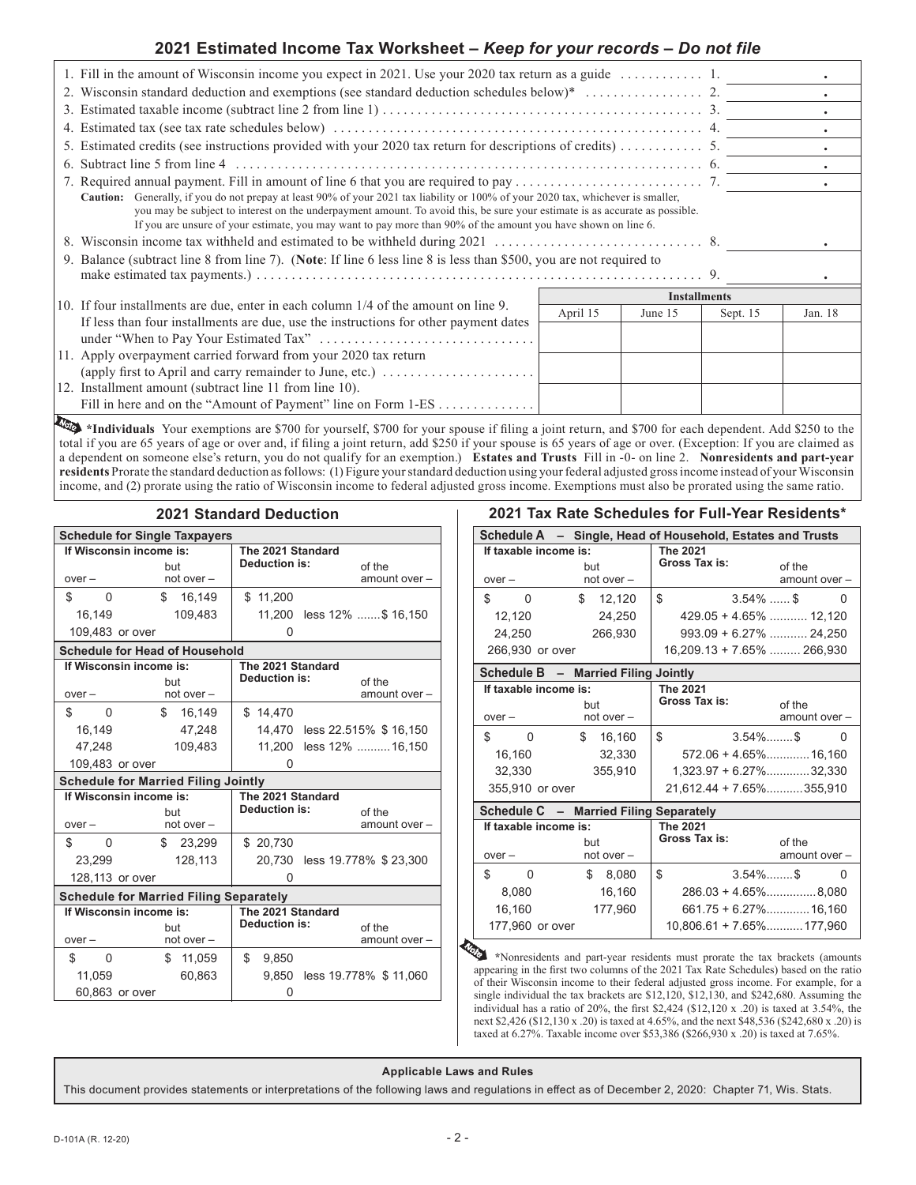## 2021 Estimated Income Tax Worksheet – *Keep for your records – Do not file*

1. Fill in the amount of Wisconsin income you expect in 2021. Use your 2020 tax return as a guide . . . . . . . . . . . 1. ________ .
2. Wisconsin standard deduction and exemptions (see standard deduction schedules below)* . . . . . . . . . . . . . . . . 2. ________ .
3. Estimated taxable income (subtract line 2 from line 1) . . . . . . . . . . . . . . . . . . . . . . . . . . . . . . . . . . . . . . . . . . . . 3. ________ .
4. Estimated tax (see tax rate schedules below) . . . . . . . . . . . . . . . . . . . . . . . . . . . . . . . . . . . . . . . . . . . . . . . . . . 4. ________ .
5. Estimated credits (see instructions provided with your 2020 tax return for descriptions of credits) . . . . . . . . . . . 5. ________ .
6. Subtract line 5 from line 4 . . . . . . . . . . . . . . . . . . . . . . . . . . . . . . . . . . . . . . . . . . . . . . . . . . . . . . . . . . . . . . . 6. ________ .
7. Required annual payment. Fill in amount of line 6 that you are required to pay . . . . . . . . . . . . . . . . . . . . . . . . . . 7. ________ .

   **Caution:** Generally, if you do not prepay at least 90% of your 2021 tax liability or 100% of your 2020 tax, whichever is smaller, you may be subject to interest on the underpayment amount. To avoid this, be sure your estimate is as accurate as possible. If you are unsure of your estimate, you may want to pay more than 90% of the amount you have shown on line 6.

8. Wisconsin income tax withheld and estimated to be withheld during 2021 . . . . . . . . . . . . . . . . . . . . . . . . . . . . . 8. ________ .
9. Balance (subtract line 8 from line 7). (**Note**: If line 6 less line 8 is less than $500, you are not required to make estimated tax payments.) . . . . . . . . . . . . . . . . . . . . . . . . . . . . . . . . . . . . . . . . . . . . . . . . . . . . . . . . . . . 9. ________ .

| | Installments | | | |
|---|---|---|---|---|
| | April 15 | June 15 | Sept. 15 | Jan. 18 |
| 10. If four installments are due, enter in each column 1/4 of the amount on line 9. If less than four installments are due, use the instructions for other payment dates under "When to Pay Your Estimated Tax" . . . . . . . . . . . . . . . . . . . . . . . . . . . . . . . | | | | |
| 11. Apply overpayment carried forward from your 2020 tax return (apply first to April and carry remainder to June, etc.) . . . . . . . . . . . . . . . . . . . . . . | | | | |
| 12. Installment amount (subtract line 11 from line 10). Fill in here and on the "Amount of Payment" line on Form 1-ES . . . . . . . . . . . . . | | | | |

**Note** ***Individuals** Your exemptions are $700 for yourself, $700 for your spouse if filing a joint return, and $700 for each dependent. Add $250 to the total if you are 65 years of age or over and, if filing a joint return, add $250 if your spouse is 65 years of age or over. (Exception: If you are claimed as a dependent on someone else's return, you do not qualify for an exemption.) **Estates and Trusts** Fill in -0- on line 2. **Nonresidents and part-year residents** Prorate the standard deduction as follows: (1) Figure your standard deduction using your federal adjusted gross income instead of your Wisconsin income, and (2) prorate using the ratio of Wisconsin income to federal adjusted gross income. Exemptions must also be prorated using the same ratio.

### 2021 Standard Deduction

**Schedule for Single Taxpayers**

| If Wisconsin income is: over – | but not over – | The 2021 Standard Deduction is: | of the amount over – |
|---|---|---|---|
| $ 0 | $ 16,149 | $ 11,200 | |
| 16,149 | 109,483 | 11,200 less 12% | $ 16,150 |
| 109,483 or over | | 0 | |

**Schedule for Head of Household**

| If Wisconsin income is: over – | but not over – | The 2021 Standard Deduction is: | of the amount over – |
|---|---|---|---|
| $ 0 | $ 16,149 | $ 14,470 | |
| 16,149 | 47,248 | 14,470 less 22.515% | $ 16,150 |
| 47,248 | 109,483 | 11,200 less 12% | 16,150 |
| 109,483 or over | | 0 | |

**Schedule for Married Filing Jointly**

| If Wisconsin income is: over – | but not over – | The 2021 Standard Deduction is: | of the amount over – |
|---|---|---|---|
| $ 0 | $ 23,299 | $ 20,730 | |
| 23,299 | 128,113 | 20,730 less 19.778% | $ 23,300 |
| 128,113 or over | | 0 | |

**Schedule for Married Filing Separately**

| If Wisconsin income is: over – | but not over – | The 2021 Standard Deduction is: | of the amount over – |
|---|---|---|---|
| $ 0 | $ 11,059 | $ 9,850 | |
| 11,059 | 60,863 | 9,850 less 19.778% | $ 11,060 |
| 60,863 or over | | 0 | |

### 2021 Tax Rate Schedules for Full-Year Residents*

**Schedule A – Single, Head of Household, Estates and Trusts**

| If taxable income is: over – | but not over – | The 2021 Gross Tax is: | of the amount over – |
|---|---|---|---|
| $ 0 | $ 12,120 | $ 3.54% | $ 0 |
| 12,120 | 24,250 | 429.05 + 4.65% | 12,120 |
| 24,250 | 266,930 | 993.09 + 6.27% | 24,250 |
| 266,930 or over | | 16,209.13 + 7.65% | 266,930 |

**Schedule B – Married Filing Jointly**

| If taxable income is: over – | but not over – | The 2021 Gross Tax is: | of the amount over – |
|---|---|---|---|
| $ 0 | $ 16,160 | $ 3.54% | $ 0 |
| 16,160 | 32,330 | 572.06 + 4.65% | 16,160 |
| 32,330 | 355,910 | 1,323.97 + 6.27% | 32,330 |
| 355,910 or over | | 21,612.44 + 7.65% | 355,910 |

**Schedule C – Married Filing Separately**

| If taxable income is: over – | but not over – | The 2021 Gross Tax is: | of the amount over – |
|---|---|---|---|
| $ 0 | $ 8,080 | $ 3.54% | $ 0 |
| 8,080 | 16,160 | 286.03 + 4.65% | 8,080 |
| 16,160 | 177,960 | 661.75 + 6.27% | 16,160 |
| 177,960 or over | | 10,806.61 + 7.65% | 177,960 |

**Note** *Nonresidents and part-year residents must prorate the tax brackets (amounts appearing in the first two columns of the 2021 Tax Rate Schedules) based on the ratio of their Wisconsin income to their federal adjusted gross income. For example, for a single individual the tax brackets are $12,120, $12,130, and $242,680. Assuming the individual has a ratio of 20%, the first $2,424 ($12,120 x .20) is taxed at 3.54%, the next $2,426 ($12,130 x .20) is taxed at 4.65%, and the next $48,536 ($242,680 x .20) is taxed at 6.27%. Taxable income over $53,386 ($266,930 x .20) is taxed at 7.65%.

**Applicable Laws and Rules**

This document provides statements or interpretations of the following laws and regulations in effect as of December 2, 2020: Chapter 71, Wis. Stats.

D-101A (R. 12-20)